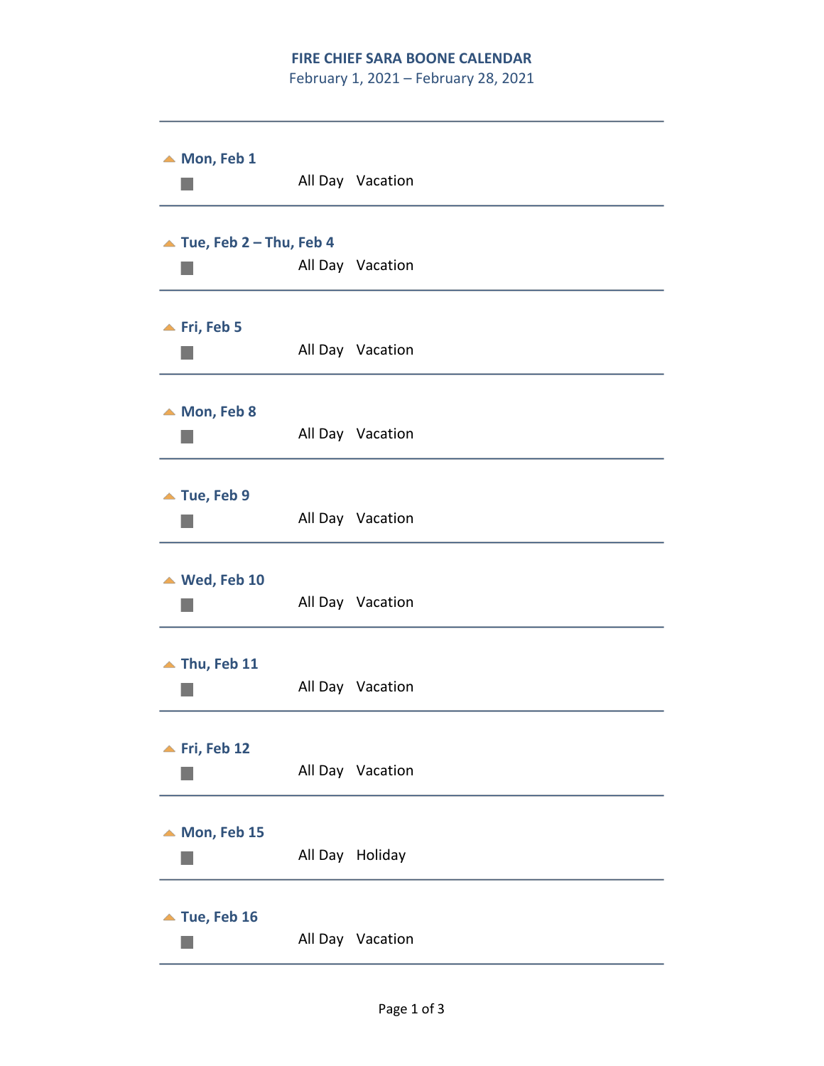# FIRE CHIEF SARA BOONE CALENDAR

February 1, 2021 – February 28, 2021

---

### Mon, Feb 1

All Day Vacation

---

### Tue, Feb 2 – Thu, Feb 4

All Day Vacation

---

### Fri, Feb 5

All Day Vacation

---

### Mon, Feb 8

All Day Vacation

---

### Tue, Feb 9

All Day Vacation

---

### Wed, Feb 10

All Day Vacation

---

### Thu, Feb 11

All Day Vacation

---

### Fri, Feb 12

All Day Vacation

---

### Mon, Feb 15

All Day Holiday

---

### Tue, Feb 16

All Day Vacation

---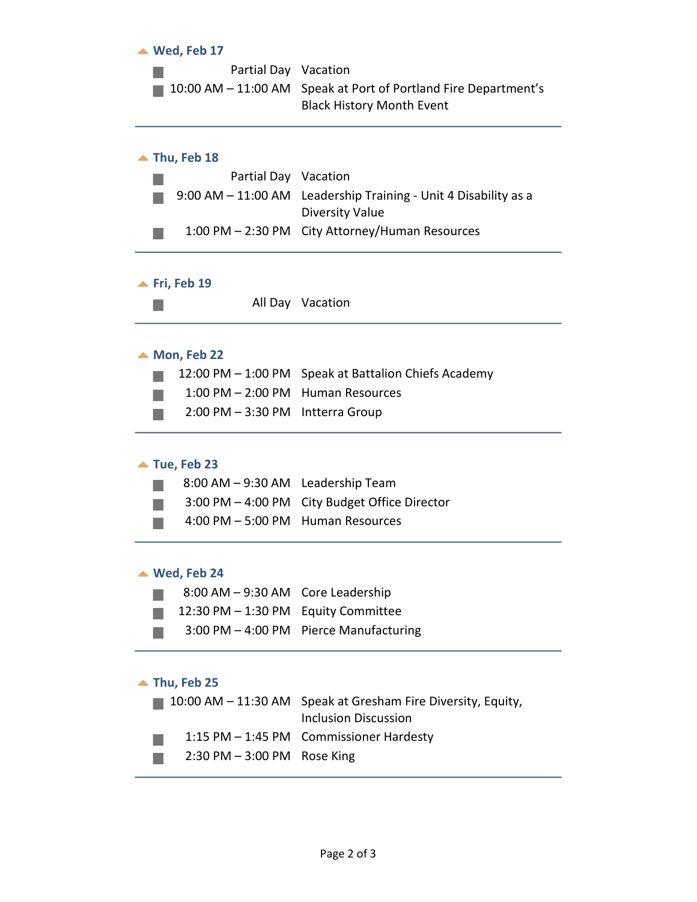### Wed, Feb 17

- Partial Day — Vacation
- 10:00 AM – 11:00 AM — Speak at Port of Portland Fire Department's Black History Month Event

### Thu, Feb 18

- Partial Day — Vacation
- 9:00 AM – 11:00 AM — Leadership Training - Unit 4 Disability as a Diversity Value
- 1:00 PM – 2:30 PM — City Attorney/Human Resources

### Fri, Feb 19

- All Day — Vacation

### Mon, Feb 22

- 12:00 PM – 1:00 PM — Speak at Battalion Chiefs Academy
- 1:00 PM – 2:00 PM — Human Resources
- 2:00 PM – 3:30 PM — Intterra Group

### Tue, Feb 23

- 8:00 AM – 9:30 AM — Leadership Team
- 3:00 PM – 4:00 PM — City Budget Office Director
- 4:00 PM – 5:00 PM — Human Resources

### Wed, Feb 24

- 8:00 AM – 9:30 AM — Core Leadership
- 12:30 PM – 1:30 PM — Equity Committee
- 3:00 PM – 4:00 PM — Pierce Manufacturing

### Thu, Feb 25

- 10:00 AM – 11:30 AM — Speak at Gresham Fire Diversity, Equity, Inclusion Discussion
- 1:15 PM – 1:45 PM — Commissioner Hardesty
- 2:30 PM – 3:00 PM — Rose King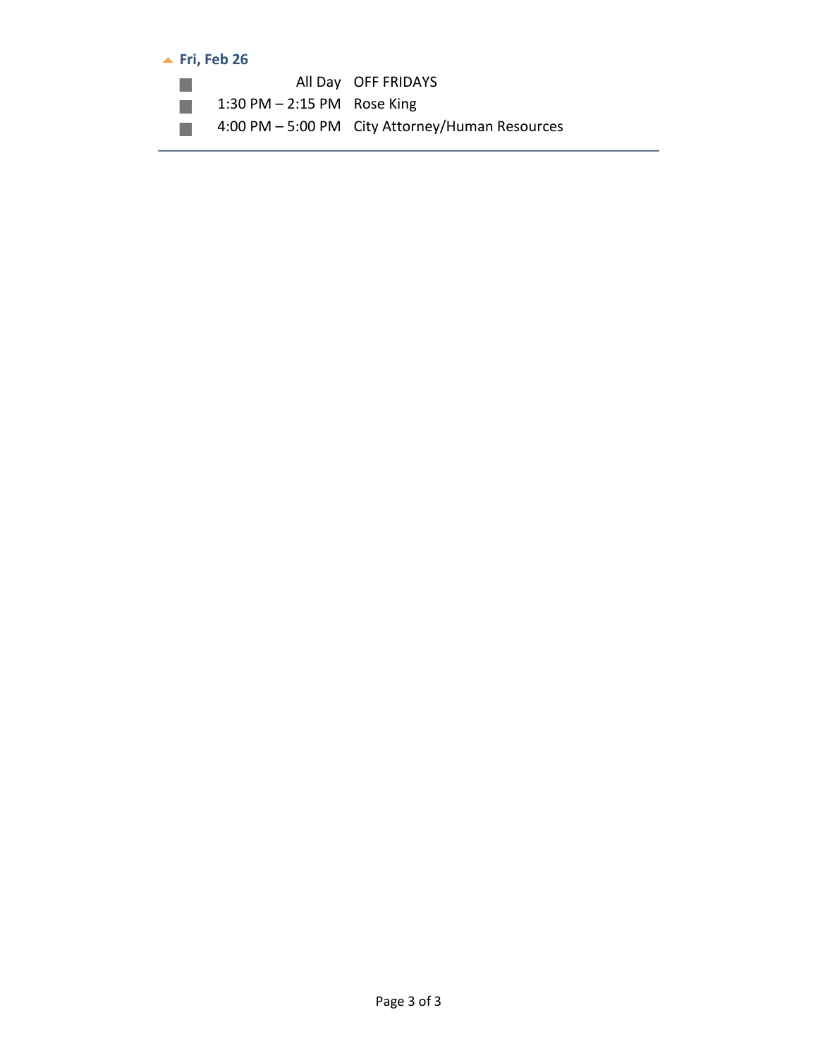### Fri, Feb 26

| | |
|---|---|
| All Day | OFF FRIDAYS |
| 1:30 PM – 2:15 PM | Rose King |
| 4:00 PM – 5:00 PM | City Attorney/Human Resources |